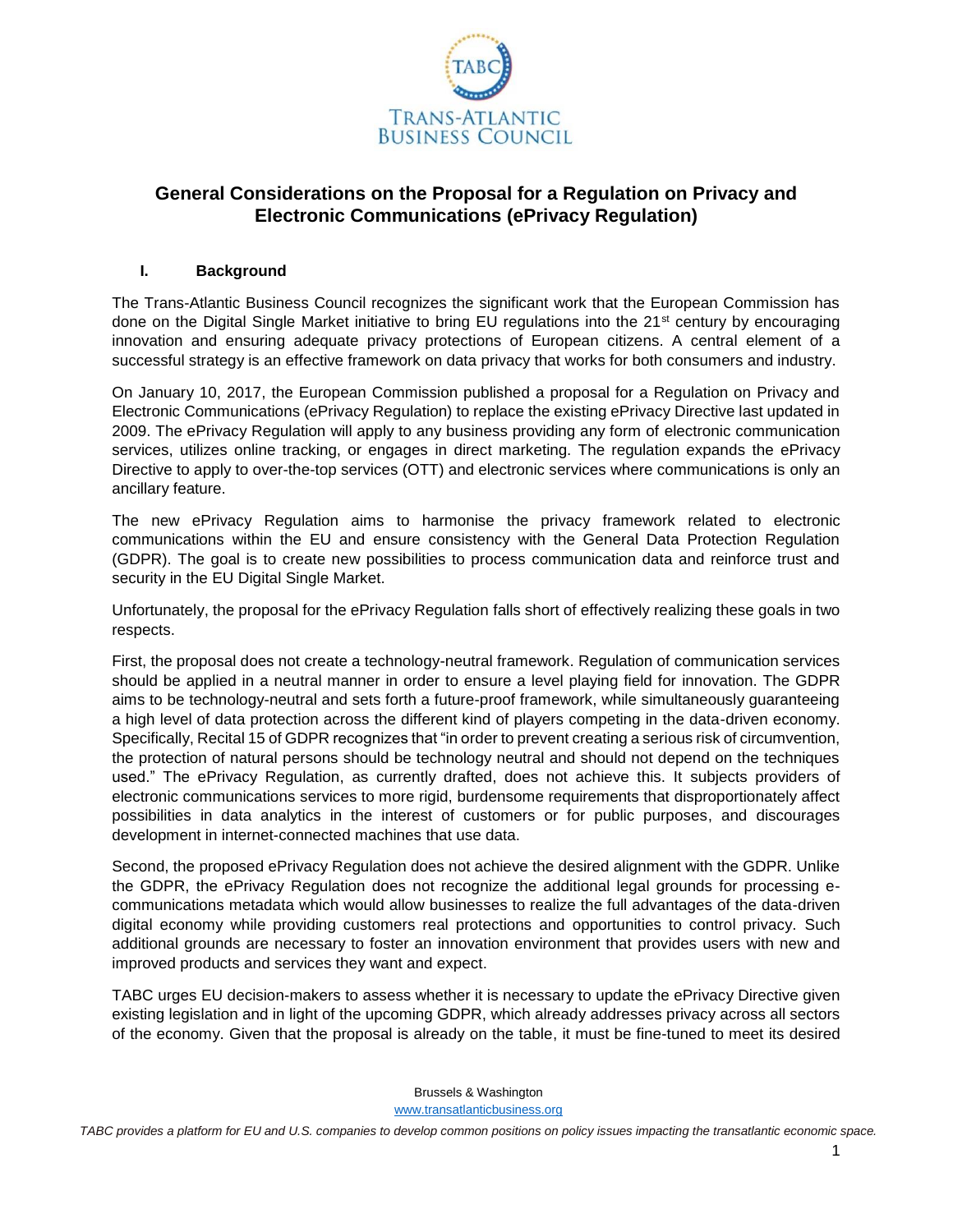# General Considerations on the Proposal for a Regulation on Privacy and Electronic Communications (ePrivacy Regulation)

## I. Background

The Trans-Atlantic Business Council recognizes the significant work that the European Commission has done on the Digital Single Market initiative to bring EU regulations into the 21st century by encouraging innovation and ensuring adequate privacy protections of European citizens. A central element of a successful strategy is an effective framework on data privacy that works for both consumers and industry.

On January 10, 2017, the European Commission published a proposal for a Regulation on Privacy and Electronic Communications (ePrivacy Regulation) to replace the existing ePrivacy Directive last updated in 2009. The ePrivacy Regulation will apply to any business providing any form of electronic communication services, utilizes online tracking, or engages in direct marketing. The regulation expands the ePrivacy Directive to apply to over-the-top services (OTT) and electronic services where communications is only an ancillary feature.

The new ePrivacy Regulation aims to harmonise the privacy framework related to electronic communications within the EU and ensure consistency with the General Data Protection Regulation (GDPR). The goal is to create new possibilities to process communication data and reinforce trust and security in the EU Digital Single Market.

Unfortunately, the proposal for the ePrivacy Regulation falls short of effectively realizing these goals in two respects.

First, the proposal does not create a technology-neutral framework. Regulation of communication services should be applied in a neutral manner in order to ensure a level playing field for innovation. The GDPR aims to be technology-neutral and sets forth a future-proof framework, while simultaneously guaranteeing a high level of data protection across the different kind of players competing in the data-driven economy. Specifically, Recital 15 of GDPR recognizes that "in order to prevent creating a serious risk of circumvention, the protection of natural persons should be technology neutral and should not depend on the techniques used." The ePrivacy Regulation, as currently drafted, does not achieve this. It subjects providers of electronic communications services to more rigid, burdensome requirements that disproportionately affect possibilities in data analytics in the interest of customers or for public purposes, and discourages development in internet-connected machines that use data.

Second, the proposed ePrivacy Regulation does not achieve the desired alignment with the GDPR. Unlike the GDPR, the ePrivacy Regulation does not recognize the additional legal grounds for processing e-communications metadata which would allow businesses to realize the full advantages of the data-driven digital economy while providing customers real protections and opportunities to control privacy. Such additional grounds are necessary to foster an innovation environment that provides users with new and improved products and services they want and expect.

TABC urges EU decision-makers to assess whether it is necessary to update the ePrivacy Directive given existing legislation and in light of the upcoming GDPR, which already addresses privacy across all sectors of the economy. Given that the proposal is already on the table, it must be fine-tuned to meet its desired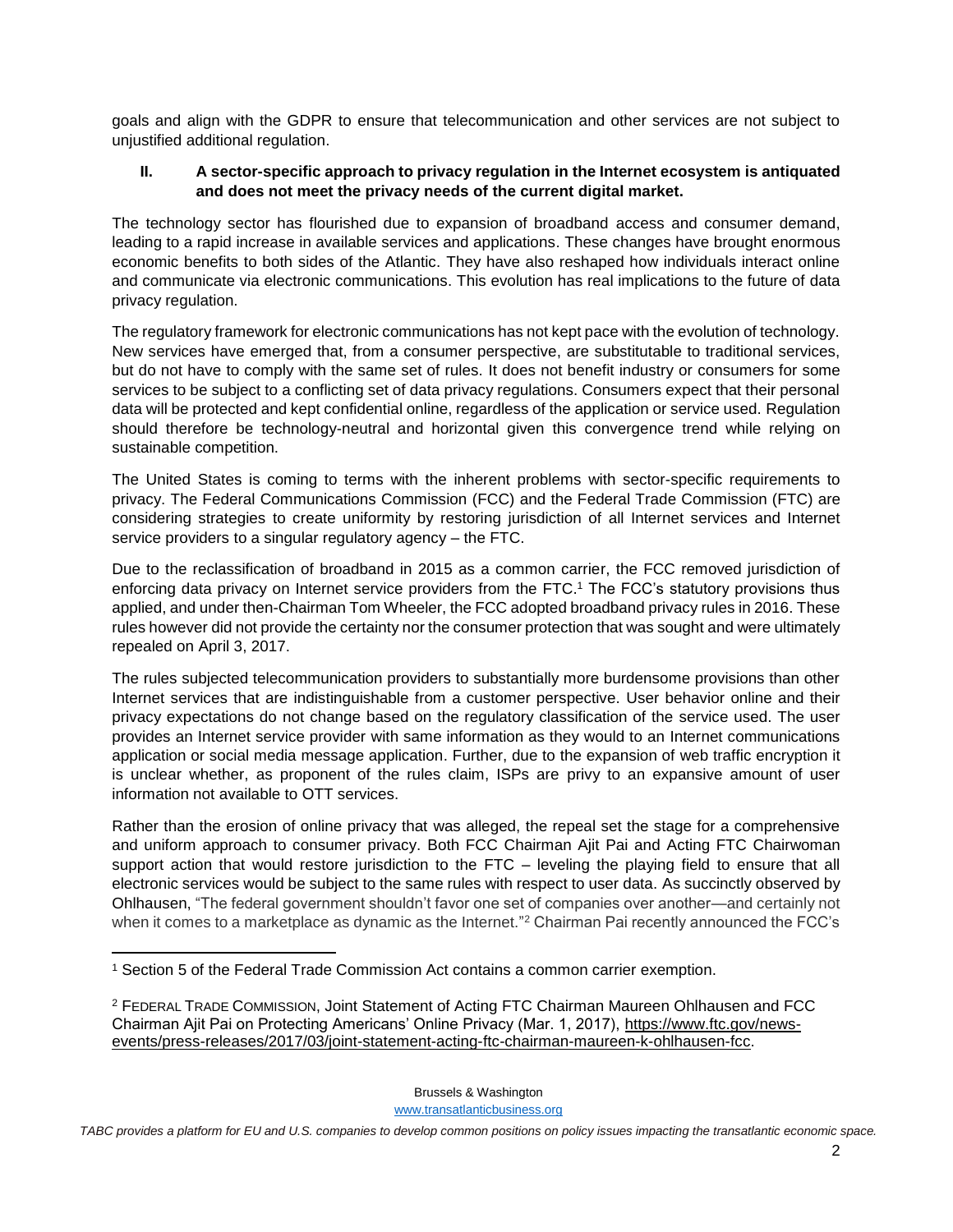goals and align with the GDPR to ensure that telecommunication and other services are not subject to unjustified additional regulation.

## II. A sector-specific approach to privacy regulation in the Internet ecosystem is antiquated and does not meet the privacy needs of the current digital market.

The technology sector has flourished due to expansion of broadband access and consumer demand, leading to a rapid increase in available services and applications. These changes have brought enormous economic benefits to both sides of the Atlantic. They have also reshaped how individuals interact online and communicate via electronic communications. This evolution has real implications to the future of data privacy regulation.

The regulatory framework for electronic communications has not kept pace with the evolution of technology. New services have emerged that, from a consumer perspective, are substitutable to traditional services, but do not have to comply with the same set of rules. It does not benefit industry or consumers for some services to be subject to a conflicting set of data privacy regulations. Consumers expect that their personal data will be protected and kept confidential online, regardless of the application or service used. Regulation should therefore be technology-neutral and horizontal given this convergence trend while relying on sustainable competition.

The United States is coming to terms with the inherent problems with sector-specific requirements to privacy. The Federal Communications Commission (FCC) and the Federal Trade Commission (FTC) are considering strategies to create uniformity by restoring jurisdiction of all Internet services and Internet service providers to a singular regulatory agency – the FTC.

Due to the reclassification of broadband in 2015 as a common carrier, the FCC removed jurisdiction of enforcing data privacy on Internet service providers from the FTC.[1] The FCC's statutory provisions thus applied, and under then-Chairman Tom Wheeler, the FCC adopted broadband privacy rules in 2016. These rules however did not provide the certainty nor the consumer protection that was sought and were ultimately repealed on April 3, 2017.

The rules subjected telecommunication providers to substantially more burdensome provisions than other Internet services that are indistinguishable from a customer perspective. User behavior online and their privacy expectations do not change based on the regulatory classification of the service used. The user provides an Internet service provider with same information as they would to an Internet communications application or social media message application. Further, due to the expansion of web traffic encryption it is unclear whether, as proponent of the rules claim, ISPs are privy to an expansive amount of user information not available to OTT services.

Rather than the erosion of online privacy that was alleged, the repeal set the stage for a comprehensive and uniform approach to consumer privacy. Both FCC Chairman Ajit Pai and Acting FTC Chairwoman support action that would restore jurisdiction to the FTC – leveling the playing field to ensure that all electronic services would be subject to the same rules with respect to user data. As succinctly observed by Ohlhausen, "The federal government shouldn't favor one set of companies over another—and certainly not when it comes to a marketplace as dynamic as the Internet."[2] Chairman Pai recently announced the FCC's

[1] Section 5 of the Federal Trade Commission Act contains a common carrier exemption.

[2] FEDERAL TRADE COMMISSION, Joint Statement of Acting FTC Chairman Maureen Ohlhausen and FCC Chairman Ajit Pai on Protecting Americans' Online Privacy (Mar. 1, 2017), https://www.ftc.gov/news-events/press-releases/2017/03/joint-statement-acting-ftc-chairman-maureen-k-ohlhausen-fcc.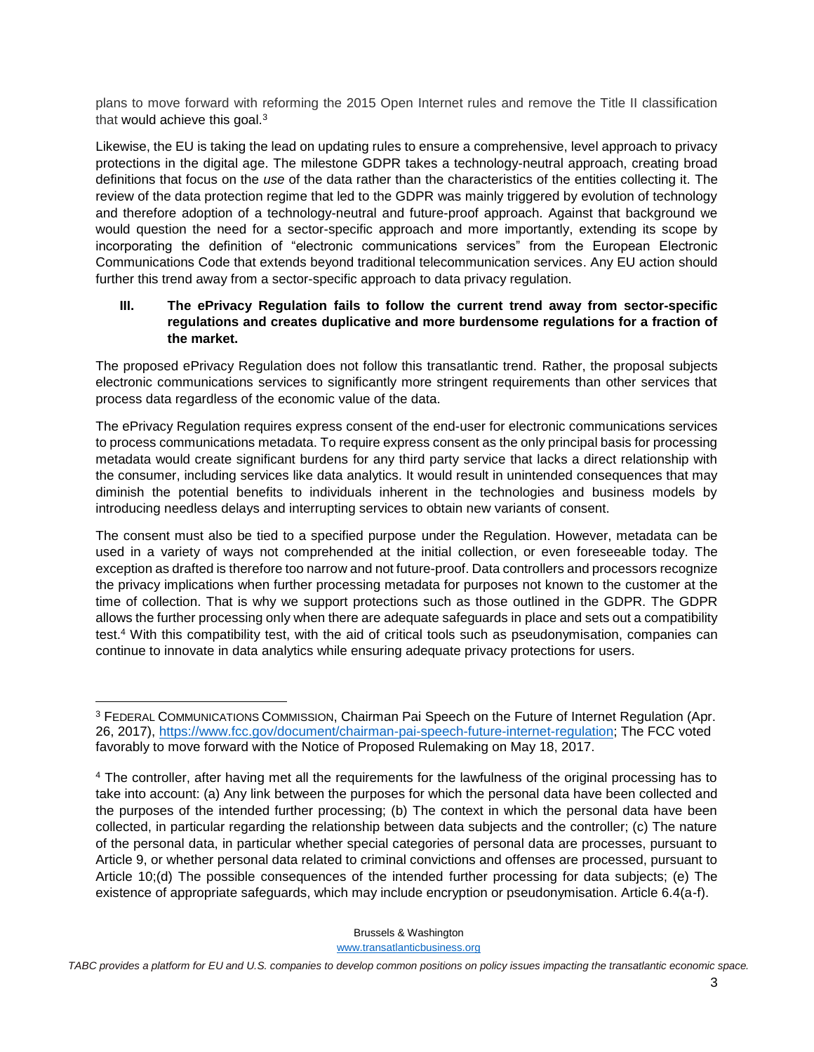plans to move forward with reforming the 2015 Open Internet rules and remove the Title II classification that would achieve this goal.[3]

Likewise, the EU is taking the lead on updating rules to ensure a comprehensive, level approach to privacy protections in the digital age. The milestone GDPR takes a technology-neutral approach, creating broad definitions that focus on the *use* of the data rather than the characteristics of the entities collecting it. The review of the data protection regime that led to the GDPR was mainly triggered by evolution of technology and therefore adoption of a technology-neutral and future-proof approach. Against that background we would question the need for a sector-specific approach and more importantly, extending its scope by incorporating the definition of "electronic communications services" from the European Electronic Communications Code that extends beyond traditional telecommunication services. Any EU action should further this trend away from a sector-specific approach to data privacy regulation.

## III. The ePrivacy Regulation fails to follow the current trend away from sector-specific regulations and creates duplicative and more burdensome regulations for a fraction of the market.

The proposed ePrivacy Regulation does not follow this transatlantic trend. Rather, the proposal subjects electronic communications services to significantly more stringent requirements than other services that process data regardless of the economic value of the data.

The ePrivacy Regulation requires express consent of the end-user for electronic communications services to process communications metadata. To require express consent as the only principal basis for processing metadata would create significant burdens for any third party service that lacks a direct relationship with the consumer, including services like data analytics. It would result in unintended consequences that may diminish the potential benefits to individuals inherent in the technologies and business models by introducing needless delays and interrupting services to obtain new variants of consent.

The consent must also be tied to a specified purpose under the Regulation. However, metadata can be used in a variety of ways not comprehended at the initial collection, or even foreseeable today. The exception as drafted is therefore too narrow and not future-proof. Data controllers and processors recognize the privacy implications when further processing metadata for purposes not known to the customer at the time of collection. That is why we support protections such as those outlined in the GDPR. The GDPR allows the further processing only when there are adequate safeguards in place and sets out a compatibility test.[4] With this compatibility test, with the aid of critical tools such as pseudonymisation, companies can continue to innovate in data analytics while ensuring adequate privacy protections for users.

---

[3] FEDERAL COMMUNICATIONS COMMISSION, Chairman Pai Speech on the Future of Internet Regulation (Apr. 26, 2017), https://www.fcc.gov/document/chairman-pai-speech-future-internet-regulation; The FCC voted favorably to move forward with the Notice of Proposed Rulemaking on May 18, 2017.

[4] The controller, after having met all the requirements for the lawfulness of the original processing has to take into account: (a) Any link between the purposes for which the personal data have been collected and the purposes of the intended further processing; (b) The context in which the personal data have been collected, in particular regarding the relationship between data subjects and the controller; (c) The nature of the personal data, in particular whether special categories of personal data are processes, pursuant to Article 9, or whether personal data related to criminal convictions and offenses are processed, pursuant to Article 10;(d) The possible consequences of the intended further processing for data subjects; (e) The existence of appropriate safeguards, which may include encryption or pseudonymisation. Article 6.4(a-f).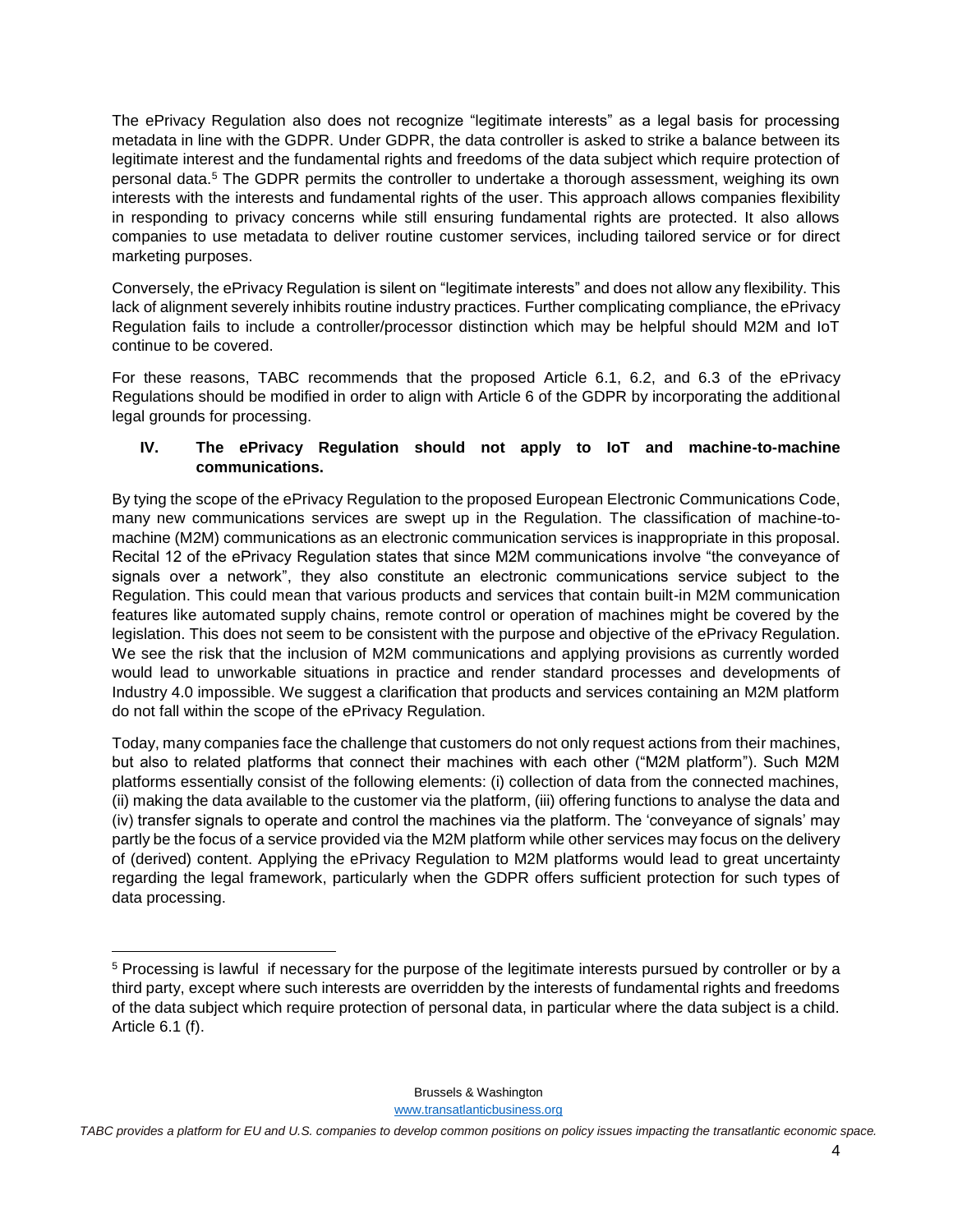The ePrivacy Regulation also does not recognize "legitimate interests" as a legal basis for processing metadata in line with the GDPR. Under GDPR, the data controller is asked to strike a balance between its legitimate interest and the fundamental rights and freedoms of the data subject which require protection of personal data.[5] The GDPR permits the controller to undertake a thorough assessment, weighing its own interests with the interests and fundamental rights of the user. This approach allows companies flexibility in responding to privacy concerns while still ensuring fundamental rights are protected. It also allows companies to use metadata to deliver routine customer services, including tailored service or for direct marketing purposes.

Conversely, the ePrivacy Regulation is silent on "legitimate interests" and does not allow any flexibility. This lack of alignment severely inhibits routine industry practices. Further complicating compliance, the ePrivacy Regulation fails to include a controller/processor distinction which may be helpful should M2M and IoT continue to be covered.

For these reasons, TABC recommends that the proposed Article 6.1, 6.2, and 6.3 of the ePrivacy Regulations should be modified in order to align with Article 6 of the GDPR by incorporating the additional legal grounds for processing.

## IV. The ePrivacy Regulation should not apply to IoT and machine-to-machine communications.

By tying the scope of the ePrivacy Regulation to the proposed European Electronic Communications Code, many new communications services are swept up in the Regulation. The classification of machine-to-machine (M2M) communications as an electronic communication services is inappropriate in this proposal. Recital 12 of the ePrivacy Regulation states that since M2M communications involve "the conveyance of signals over a network", they also constitute an electronic communications service subject to the Regulation. This could mean that various products and services that contain built-in M2M communication features like automated supply chains, remote control or operation of machines might be covered by the legislation. This does not seem to be consistent with the purpose and objective of the ePrivacy Regulation. We see the risk that the inclusion of M2M communications and applying provisions as currently worded would lead to unworkable situations in practice and render standard processes and developments of Industry 4.0 impossible. We suggest a clarification that products and services containing an M2M platform do not fall within the scope of the ePrivacy Regulation.

Today, many companies face the challenge that customers do not only request actions from their machines, but also to related platforms that connect their machines with each other ("M2M platform"). Such M2M platforms essentially consist of the following elements: (i) collection of data from the connected machines, (ii) making the data available to the customer via the platform, (iii) offering functions to analyse the data and (iv) transfer signals to operate and control the machines via the platform. The 'conveyance of signals' may partly be the focus of a service provided via the M2M platform while other services may focus on the delivery of (derived) content. Applying the ePrivacy Regulation to M2M platforms would lead to great uncertainty regarding the legal framework, particularly when the GDPR offers sufficient protection for such types of data processing.

---

[5] Processing is lawful if necessary for the purpose of the legitimate interests pursued by controller or by a third party, except where such interests are overridden by the interests of fundamental rights and freedoms of the data subject which require protection of personal data, in particular where the data subject is a child. Article 6.1 (f).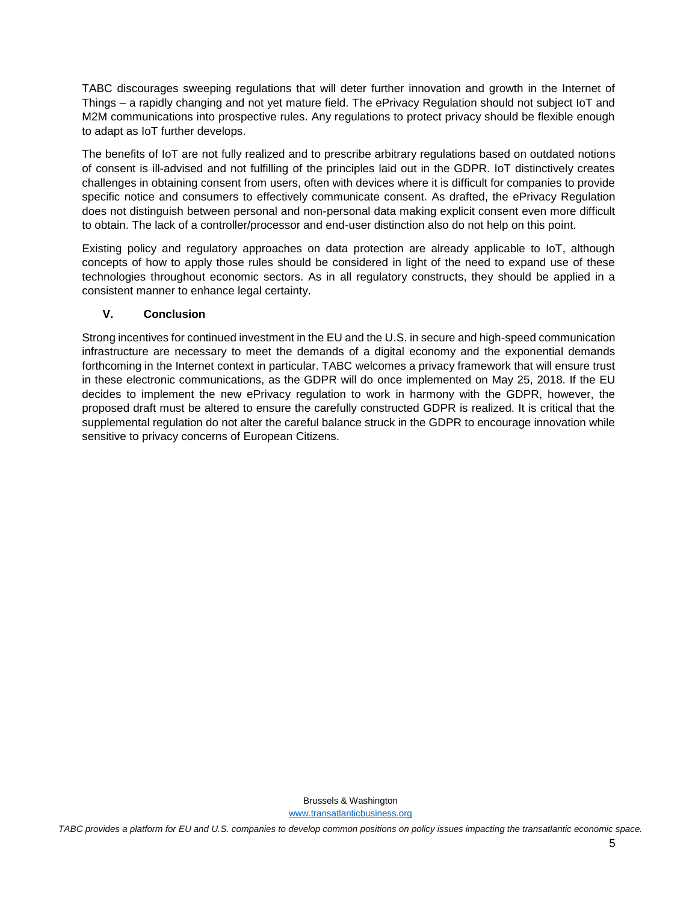TABC discourages sweeping regulations that will deter further innovation and growth in the Internet of Things – a rapidly changing and not yet mature field. The ePrivacy Regulation should not subject IoT and M2M communications into prospective rules. Any regulations to protect privacy should be flexible enough to adapt as IoT further develops.

The benefits of IoT are not fully realized and to prescribe arbitrary regulations based on outdated notions of consent is ill-advised and not fulfilling of the principles laid out in the GDPR. IoT distinctively creates challenges in obtaining consent from users, often with devices where it is difficult for companies to provide specific notice and consumers to effectively communicate consent. As drafted, the ePrivacy Regulation does not distinguish between personal and non-personal data making explicit consent even more difficult to obtain. The lack of a controller/processor and end-user distinction also do not help on this point.

Existing policy and regulatory approaches on data protection are already applicable to IoT, although concepts of how to apply those rules should be considered in light of the need to expand use of these technologies throughout economic sectors. As in all regulatory constructs, they should be applied in a consistent manner to enhance legal certainty.

## V. Conclusion

Strong incentives for continued investment in the EU and the U.S. in secure and high-speed communication infrastructure are necessary to meet the demands of a digital economy and the exponential demands forthcoming in the Internet context in particular. TABC welcomes a privacy framework that will ensure trust in these electronic communications, as the GDPR will do once implemented on May 25, 2018. If the EU decides to implement the new ePrivacy regulation to work in harmony with the GDPR, however, the proposed draft must be altered to ensure the carefully constructed GDPR is realized. It is critical that the supplemental regulation do not alter the careful balance struck in the GDPR to encourage innovation while sensitive to privacy concerns of European Citizens.